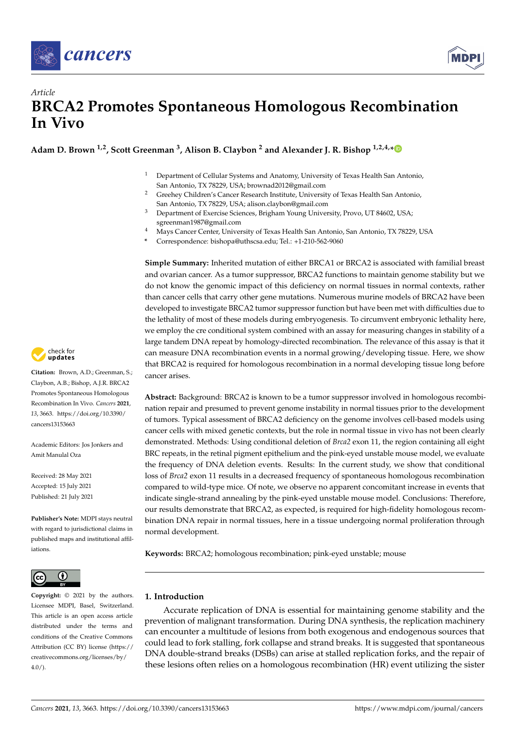*Article*

# BRCA2 Promotes Spontaneous Homologous Recombination In Vivo

**Adam D. Brown [1,2], Scott Greenman [3], Alison B. Claybon [2] and Alexander J. R. Bishop [1,2,4,*]**

[1] Department of Cellular Systems and Anatomy, University of Texas Health San Antonio, San Antonio, TX 78229, USA; brownad2012@gmail.com
[2] Greehey Children's Cancer Research Institute, University of Texas Health San Antonio, San Antonio, TX 78229, USA; alison.claybon@gmail.com
[3] Department of Exercise Sciences, Brigham Young University, Provo, UT 84602, USA; sgreenman1987@gmail.com
[4] Mays Cancer Center, University of Texas Health San Antonio, San Antonio, TX 78229, USA
[*] Correspondence: bishopa@uthscsa.edu; Tel.: +1-210-562-9060

**Simple Summary:** Inherited mutation of either BRCA1 or BRCA2 is associated with familial breast and ovarian cancer. As a tumor suppressor, BRCA2 functions to maintain genome stability but we do not know the genomic impact of this deficiency on normal tissues in normal contexts, rather than cancer cells that carry other gene mutations. Numerous murine models of BRCA2 have been developed to investigate BRCA2 tumor suppressor function but have been met with difficulties due to the lethality of most of these models during embryogenesis. To circumvent embryonic lethality here, we employ the cre conditional system combined with an assay for measuring changes in stability of a large tandem DNA repeat by homology-directed recombination. The relevance of this assay is that it can measure DNA recombination events in a normal growing/developing tissue. Here, we show that BRCA2 is required for homologous recombination in a normal developing tissue long before cancer arises.

**Abstract:** Background: BRCA2 is known to be a tumor suppressor involved in homologous recombination repair and presumed to prevent genome instability in normal tissues prior to the development of tumors. Typical assessment of BRCA2 deficiency on the genome involves cell-based models using cancer cells with mixed genetic contexts, but the role in normal tissue in vivo has not been clearly demonstrated. Methods: Using conditional deletion of *Brca2* exon 11, the region containing all eight BRC repeats, in the retinal pigment epithelium and the pink-eyed unstable mouse model, we evaluate the frequency of DNA deletion events. Results: In the current study, we show that conditional loss of *Brca2* exon 11 results in a decreased frequency of spontaneous homologous recombination compared to wild-type mice. Of note, we observe no apparent concomitant increase in events that indicate single-strand annealing by the pink-eyed unstable mouse model. Conclusions: Therefore, our results demonstrate that BRCA2, as expected, is required for high-fidelity homologous recombination DNA repair in normal tissues, here in a tissue undergoing normal proliferation through normal development.

**Keywords:** BRCA2; homologous recombination; pink-eyed unstable; mouse

**Citation:** Brown, A.D.; Greenman, S.; Claybon, A.B.; Bishop, A.J.R. BRCA2 Promotes Spontaneous Homologous Recombination In Vivo. *Cancers* **2021**, *13*, 3663. https://doi.org/10.3390/cancers13153663

Academic Editors: Jos Jonkers and Amit Manulal Oza

Received: 28 May 2021
Accepted: 15 July 2021
Published: 21 July 2021

**Publisher's Note:** MDPI stays neutral with regard to jurisdictional claims in published maps and institutional affiliations.

**Copyright:** © 2021 by the authors. Licensee MDPI, Basel, Switzerland. This article is an open access article distributed under the terms and conditions of the Creative Commons Attribution (CC BY) license (https://creativecommons.org/licenses/by/4.0/).

## 1. Introduction

Accurate replication of DNA is essential for maintaining genome stability and the prevention of malignant transformation. During DNA synthesis, the replication machinery can encounter a multitude of lesions from both exogenous and endogenous sources that could lead to fork stalling, fork collapse and strand breaks. It is suggested that spontaneous DNA double-strand breaks (DSBs) can arise at stalled replication forks, and the repair of these lesions often relies on a homologous recombination (HR) event utilizing the sister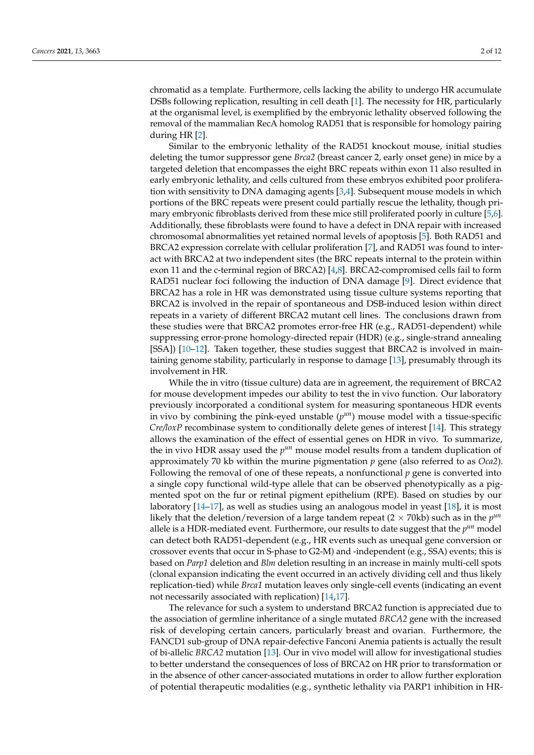chromatid as a template. Furthermore, cells lacking the ability to undergo HR accumulate DSBs following replication, resulting in cell death [1]. The necessity for HR, particularly at the organismal level, is exemplified by the embryonic lethality observed following the removal of the mammalian RecA homolog RAD51 that is responsible for homology pairing during HR [2].

Similar to the embryonic lethality of the RAD51 knockout mouse, initial studies deleting the tumor suppressor gene *Brca2* (breast cancer 2, early onset gene) in mice by a targeted deletion that encompasses the eight BRC repeats within exon 11 also resulted in early embryonic lethality, and cells cultured from these embryos exhibited poor proliferation with sensitivity to DNA damaging agents [3,4]. Subsequent mouse models in which portions of the BRC repeats were present could partially rescue the lethality, though primary embryonic fibroblasts derived from these mice still proliferated poorly in culture [5,6]. Additionally, these fibroblasts were found to have a defect in DNA repair with increased chromosomal abnormalities yet retained normal levels of apoptosis [5]. Both RAD51 and BRCA2 expression correlate with cellular proliferation [7], and RAD51 was found to interact with BRCA2 at two independent sites (the BRC repeats internal to the protein within exon 11 and the c-terminal region of BRCA2) [4,8]. BRCA2-compromised cells fail to form RAD51 nuclear foci following the induction of DNA damage [9]. Direct evidence that BRCA2 has a role in HR was demonstrated using tissue culture systems reporting that BRCA2 is involved in the repair of spontaneous and DSB-induced lesion within direct repeats in a variety of different BRCA2 mutant cell lines. The conclusions drawn from these studies were that BRCA2 promotes error-free HR (e.g., RAD51-dependent) while suppressing error-prone homology-directed repair (HDR) (e.g., single-strand annealing [SSA]) [10–12]. Taken together, these studies suggest that BRCA2 is involved in maintaining genome stability, particularly in response to damage [13], presumably through its involvement in HR.

While the in vitro (tissue culture) data are in agreement, the requirement of BRCA2 for mouse development impedes our ability to test the in vivo function. Our laboratory previously incorporated a conditional system for measuring spontaneous HDR events in vivo by combining the pink-eyed unstable ($p^{un}$) mouse model with a tissue-specific *Cre/loxP* recombinase system to conditionally delete genes of interest [14]. This strategy allows the examination of the effect of essential genes on HDR in vivo. To summarize, the in vivo HDR assay used the $p^{un}$ mouse model results from a tandem duplication of approximately 70 kb within the murine pigmentation *p* gene (also referred to as *Oca2*). Following the removal of one of these repeats, a nonfunctional *p* gene is converted into a single copy functional wild-type allele that can be observed phenotypically as a pigmented spot on the fur or retinal pigment epithelium (RPE). Based on studies by our laboratory [14–17], as well as studies using an analogous model in yeast [18], it is most likely that the deletion/reversion of a large tandem repeat ($2 \times 70$kb) such as in the $p^{un}$ allele is a HDR-mediated event. Furthermore, our results to date suggest that the $p^{un}$ model can detect both RAD51-dependent (e.g., HR events such as unequal gene conversion or crossover events that occur in S-phase to G2-M) and -independent (e.g., SSA) events; this is based on *Parp1* deletion and *Blm* deletion resulting in an increase in mainly multi-cell spots (clonal expansion indicating the event occurred in an actively dividing cell and thus likely replication-tied) while *Brca1* mutation leaves only single-cell events (indicating an event not necessarily associated with replication) [14,17].

The relevance for such a system to understand BRCA2 function is appreciated due to the association of germline inheritance of a single mutated *BRCA2* gene with the increased risk of developing certain cancers, particularly breast and ovarian. Furthermore, the FANCD1 sub-group of DNA repair-defective Fanconi Anemia patients is actually the result of bi-allelic *BRCA2* mutation [13]. Our in vivo model will allow for investigational studies to better understand the consequences of loss of BRCA2 on HR prior to transformation or in the absence of other cancer-associated mutations in order to allow further exploration of potential therapeutic modalities (e.g., synthetic lethality via PARP1 inhibition in HR-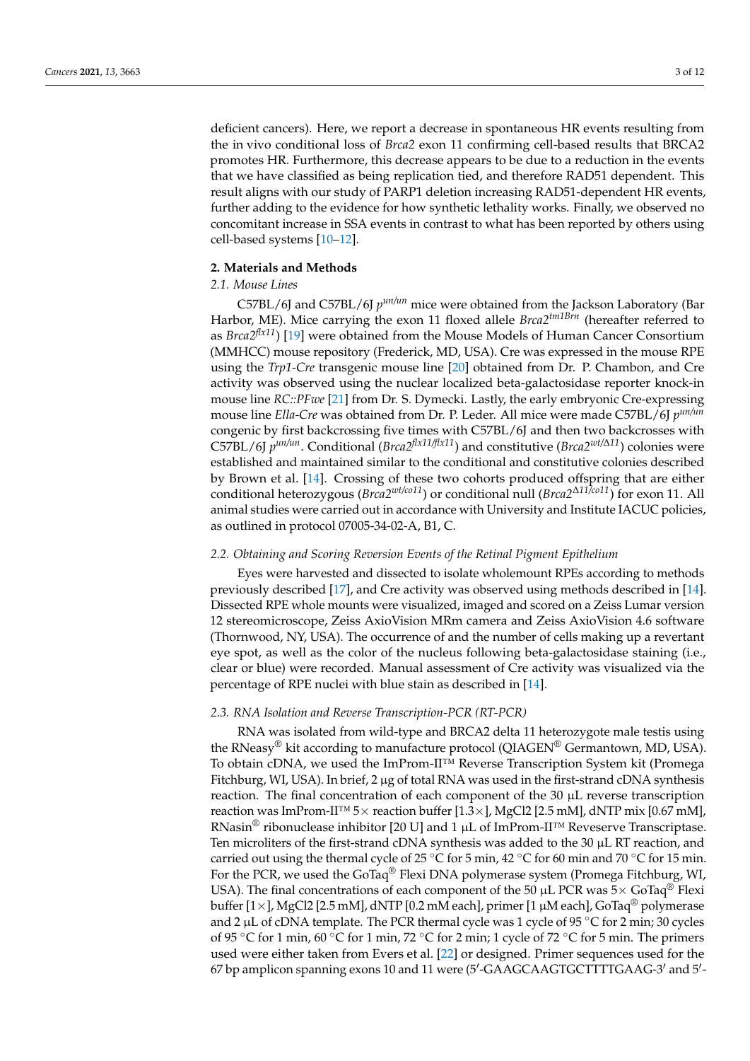deficient cancers). Here, we report a decrease in spontaneous HR events resulting from the in vivo conditional loss of *Brca2* exon 11 confirming cell-based results that BRCA2 promotes HR. Furthermore, this decrease appears to be due to a reduction in the events that we have classified as being replication tied, and therefore RAD51 dependent. This result aligns with our study of PARP1 deletion increasing RAD51-dependent HR events, further adding to the evidence for how synthetic lethality works. Finally, we observed no concomitant increase in SSA events in contrast to what has been reported by others using cell-based systems [10–12].

## 2. Materials and Methods

### 2.1. Mouse Lines

C57BL/6J and C57BL/6J $p^{un/un}$ mice were obtained from the Jackson Laboratory (Bar Harbor, ME). Mice carrying the exon 11 floxed allele $Brca2^{tm1Brn}$ (hereafter referred to as $Brca2^{flx11}$) [19] were obtained from the Mouse Models of Human Cancer Consortium (MMHCC) mouse repository (Frederick, MD, USA). Cre was expressed in the mouse RPE using the *Trp1-Cre* transgenic mouse line [20] obtained from Dr. P. Chambon, and Cre activity was observed using the nuclear localized beta-galactosidase reporter knock-in mouse line *RC::PFwe* [21] from Dr. S. Dymecki. Lastly, the early embryonic Cre-expressing mouse line *Ella-Cre* was obtained from Dr. P. Leder. All mice were made C57BL/6J $p^{un/un}$ congenic by first backcrossing five times with C57BL/6J and then two backcrosses with C57BL/6J $p^{un/un}$. Conditional ($Brca2^{flx11/flx11}$) and constitutive ($Brca2^{wt/\Delta 11}$) colonies were established and maintained similar to the conditional and constitutive colonies described by Brown et al. [14]. Crossing of these two cohorts produced offspring that are either conditional heterozygous ($Brca2^{wt/co11}$) or conditional null ($Brca2^{\Delta 11/co11}$) for exon 11. All animal studies were carried out in accordance with University and Institute IACUC policies, as outlined in protocol 07005-34-02-A, B1, C.

### 2.2. Obtaining and Scoring Reversion Events of the Retinal Pigment Epithelium

Eyes were harvested and dissected to isolate wholemount RPEs according to methods previously described [17], and Cre activity was observed using methods described in [14]. Dissected RPE whole mounts were visualized, imaged and scored on a Zeiss Lumar version 12 stereomicroscope, Zeiss AxioVision MRm camera and Zeiss AxioVision 4.6 software (Thornwood, NY, USA). The occurrence of and the number of cells making up a revertant eye spot, as well as the color of the nucleus following beta-galactosidase staining (i.e., clear or blue) were recorded. Manual assessment of Cre activity was visualized via the percentage of RPE nuclei with blue stain as described in [14].

### 2.3. RNA Isolation and Reverse Transcription-PCR (RT-PCR)

RNA was isolated from wild-type and BRCA2 delta 11 heterozygote male testis using the RNeasy® kit according to manufacture protocol (QIAGEN® Germantown, MD, USA). To obtain cDNA, we used the ImProm-II™ Reverse Transcription System kit (Promega Fitchburg, WI, USA). In brief, 2 µg of total RNA was used in the first-strand cDNA synthesis reaction. The final concentration of each component of the 30 µL reverse transcription reaction was ImProm-II™ 5× reaction buffer [1.3×], MgCl2 [2.5 mM], dNTP mix [0.67 mM], RNasin® ribonuclease inhibitor [20 U] and 1 µL of ImProm-II™ Reveserve Transcriptase. Ten microliters of the first-strand cDNA synthesis was added to the 30 µL RT reaction, and carried out using the thermal cycle of 25 °C for 5 min, 42 °C for 60 min and 70 °C for 15 min. For the PCR, we used the GoTaq® Flexi DNA polymerase system (Promega Fitchburg, WI, USA). The final concentrations of each component of the 50 µL PCR was 5× GoTaq® Flexi buffer [1×], MgCl2 [2.5 mM], dNTP [0.2 mM each], primer [1 µM each], GoTaq® polymerase and 2 µL of cDNA template. The PCR thermal cycle was 1 cycle of 95 °C for 2 min; 30 cycles of 95 °C for 1 min, 60 °C for 1 min, 72 °C for 2 min; 1 cycle of 72 °C for 5 min. The primers used were either taken from Evers et al. [22] or designed. Primer sequences used for the 67 bp amplicon spanning exons 10 and 11 were (5′-GAAGCAAGTGCTTTTGAAG-3′ and 5′-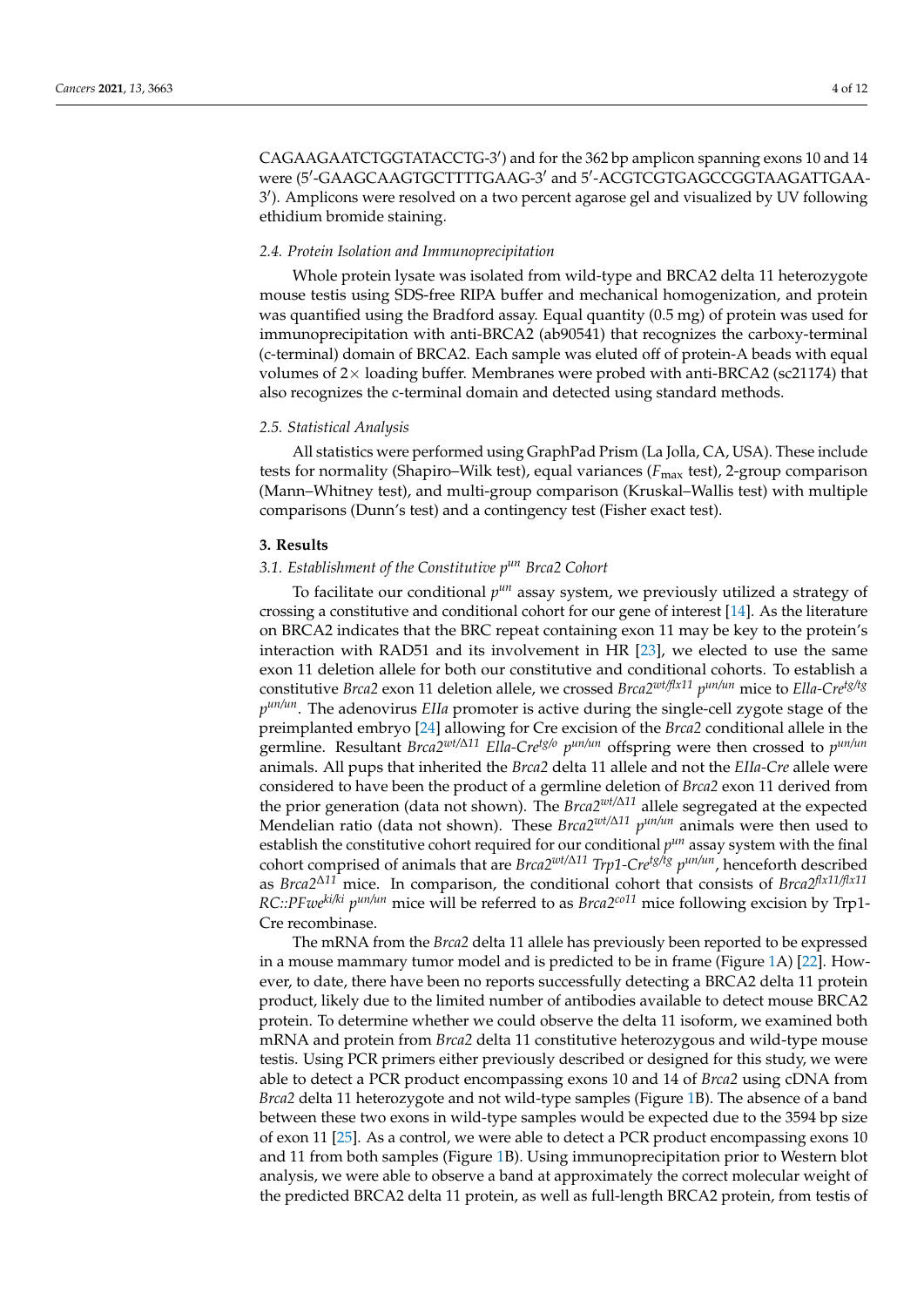CAGAAGAATCTGGTATACCTG-3′) and for the 362 bp amplicon spanning exons 10 and 14 were (5′-GAAGCAAGTGCTTTTGAAG-3′ and 5′-ACGTCGTGAGCCGGTAAGATTGAA-3′). Amplicons were resolved on a two percent agarose gel and visualized by UV following ethidium bromide staining.

### 2.4. Protein Isolation and Immunoprecipitation

Whole protein lysate was isolated from wild-type and BRCA2 delta 11 heterozygote mouse testis using SDS-free RIPA buffer and mechanical homogenization, and protein was quantified using the Bradford assay. Equal quantity (0.5 mg) of protein was used for immunoprecipitation with anti-BRCA2 (ab90541) that recognizes the carboxy-terminal (c-terminal) domain of BRCA2. Each sample was eluted off of protein-A beads with equal volumes of 2× loading buffer. Membranes were probed with anti-BRCA2 (sc21174) that also recognizes the c-terminal domain and detected using standard methods.

### 2.5. Statistical Analysis

All statistics were performed using GraphPad Prism (La Jolla, CA, USA). These include tests for normality (Shapiro–Wilk test), equal variances ($F_{max}$ test), 2-group comparison (Mann–Whitney test), and multi-group comparison (Kruskal–Wallis test) with multiple comparisons (Dunn's test) and a contingency test (Fisher exact test).

## 3. Results

### 3.1. Establishment of the Constitutive $p^{un}$ *Brca2* Cohort

To facilitate our conditional $p^{un}$ assay system, we previously utilized a strategy of crossing a constitutive and conditional cohort for our gene of interest [14]. As the literature on BRCA2 indicates that the BRC repeat containing exon 11 may be key to the protein's interaction with RAD51 and its involvement in HR [23], we elected to use the same exon 11 deletion allele for both our constitutive and conditional cohorts. To establish a constitutive *Brca2* exon 11 deletion allele, we crossed *Brca2*$^{wt/flx11}$ $p^{un/un}$ mice to *EIIa-Cre*$^{tg/tg}$ $p^{un/un}$. The adenovirus *EIIa* promoter is active during the single-cell zygote stage of the preimplanted embryo [24] allowing for Cre excision of the *Brca2* conditional allele in the germline. Resultant *Brca2*$^{wt/\Delta 11}$ *EIIa-Cre*$^{tg/o}$ $p^{un/un}$ offspring were then crossed to $p^{un/un}$ animals. All pups that inherited the *Brca2* delta 11 allele and not the *EIIa-Cre* allele were considered to have been the product of a germline deletion of *Brca2* exon 11 derived from the prior generation (data not shown). The *Brca2*$^{wt/\Delta 11}$ allele segregated at the expected Mendelian ratio (data not shown). These *Brca2*$^{wt/\Delta 11}$ $p^{un/un}$ animals were then used to establish the constitutive cohort required for our conditional $p^{un}$ assay system with the final cohort comprised of animals that are *Brca2*$^{wt/\Delta 11}$ *Trp1-Cre*$^{tg/tg}$ $p^{un/un}$, henceforth described as *Brca2*$^{\Delta 11}$ mice. In comparison, the conditional cohort that consists of *Brca2*$^{flx11/flx11}$ *RC::PFwe*$^{ki/ki}$ $p^{un/un}$ mice will be referred to as *Brca2*$^{co11}$ mice following excision by Trp1-Cre recombinase.

The mRNA from the *Brca2* delta 11 allele has previously been reported to be expressed in a mouse mammary tumor model and is predicted to be in frame (Figure 1A) [22]. However, to date, there have been no reports successfully detecting a BRCA2 delta 11 protein product, likely due to the limited number of antibodies available to detect mouse BRCA2 protein. To determine whether we could observe the delta 11 isoform, we examined both mRNA and protein from *Brca2* delta 11 constitutive heterozygous and wild-type mouse testis. Using PCR primers either previously described or designed for this study, we were able to detect a PCR product encompassing exons 10 and 14 of *Brca2* using cDNA from *Brca2* delta 11 heterozygote and not wild-type samples (Figure 1B). The absence of a band between these two exons in wild-type samples would be expected due to the 3594 bp size of exon 11 [25]. As a control, we were able to detect a PCR product encompassing exons 10 and 11 from both samples (Figure 1B). Using immunoprecipitation prior to Western blot analysis, we were able to observe a band at approximately the correct molecular weight of the predicted BRCA2 delta 11 protein, as well as full-length BRCA2 protein, from testis of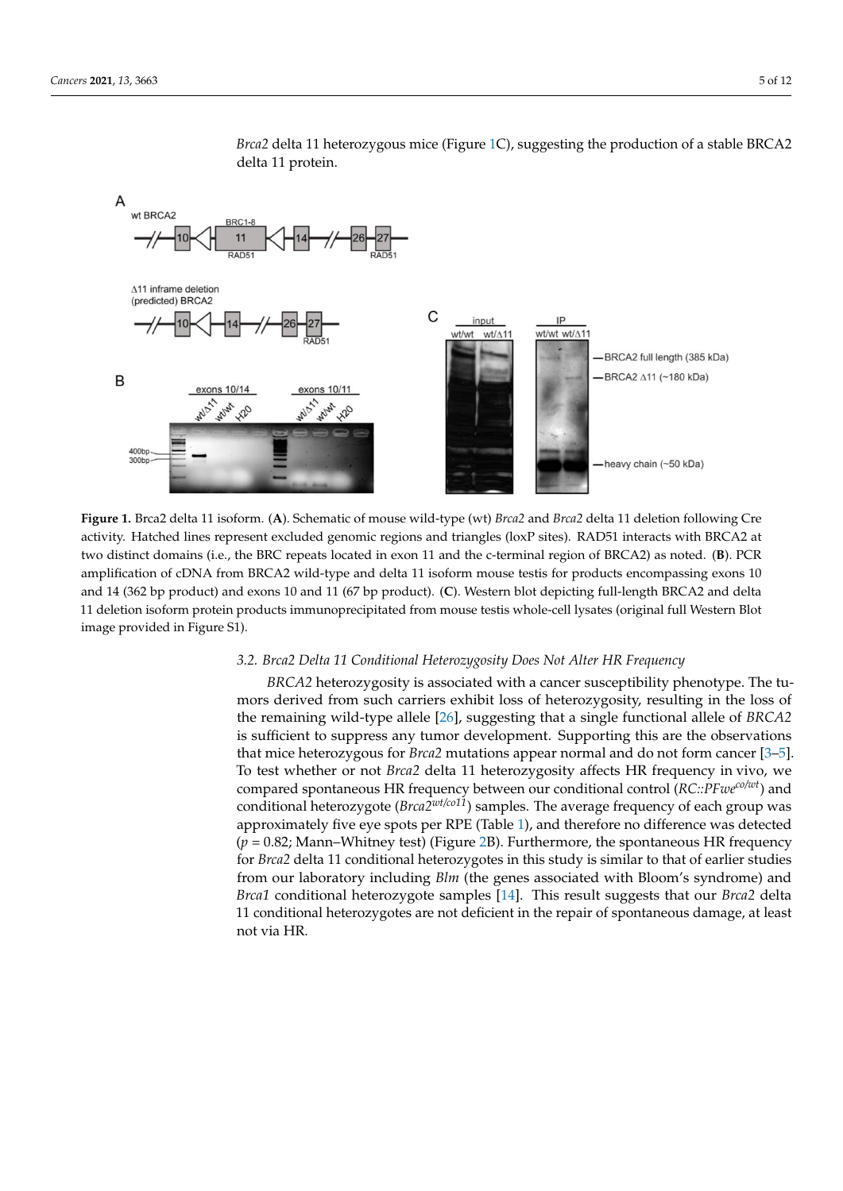*Brca2* delta 11 heterozygous mice (Figure 1C), suggesting the production of a stable BRCA2 delta 11 protein.

**Figure 1.** Brca2 delta 11 isoform. (**A**). Schematic of mouse wild-type (wt) *Brca2* and *Brca2* delta 11 deletion following Cre activity. Hatched lines represent excluded genomic regions and triangles (loxP sites). RAD51 interacts with BRCA2 at two distinct domains (i.e., the BRC repeats located in exon 11 and the c-terminal region of BRCA2) as noted. (**B**). PCR amplification of cDNA from BRCA2 wild-type and delta 11 isoform mouse testis for products encompassing exons 10 and 14 (362 bp product) and exons 10 and 11 (67 bp product). (**C**). Western blot depicting full-length BRCA2 and delta 11 deletion isoform protein products immunoprecipitated from mouse testis whole-cell lysates (original full Western Blot image provided in Figure S1).

### 3.2. Brca2 Delta 11 Conditional Heterozygosity Does Not Alter HR Frequency

*BRCA2* heterozygosity is associated with a cancer susceptibility phenotype. The tumors derived from such carriers exhibit loss of heterozygosity, resulting in the loss of the remaining wild-type allele [26], suggesting that a single functional allele of *BRCA2* is sufficient to suppress any tumor development. Supporting this are the observations that mice heterozygous for *Brca2* mutations appear normal and do not form cancer [3–5]. To test whether or not *Brca2* delta 11 heterozygosity affects HR frequency in vivo, we compared spontaneous HR frequency between our conditional control ($RC::PFwe^{co/wt}$) and conditional heterozygote ($Brca2^{wt/co11}$) samples. The average frequency of each group was approximately five eye spots per RPE (Table 1), and therefore no difference was detected ($p = 0.82$; Mann–Whitney test) (Figure 2B). Furthermore, the spontaneous HR frequency for *Brca2* delta 11 conditional heterozygotes in this study is similar to that of earlier studies from our laboratory including *Blm* (the genes associated with Bloom's syndrome) and *Brca1* conditional heterozygote samples [14]. This result suggests that our *Brca2* delta 11 conditional heterozygotes are not deficient in the repair of spontaneous damage, at least not via HR.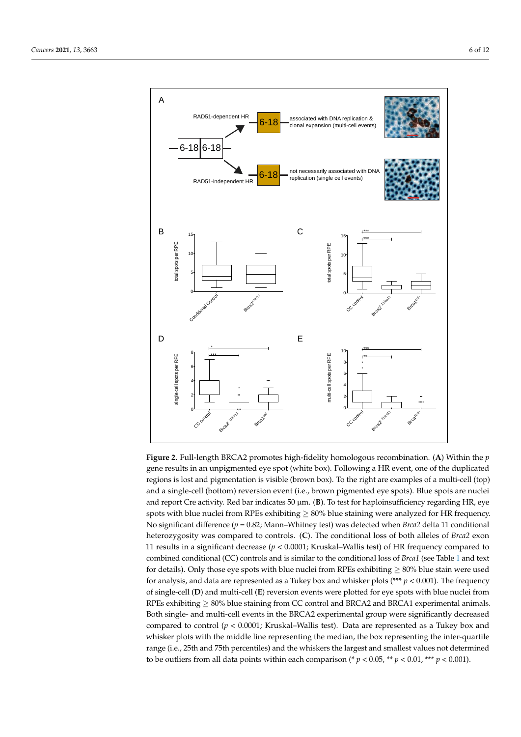**Figure 2.** Full-length BRCA2 promotes high-fidelity homologous recombination. (**A**) Within the *p* gene results in an unpigmented eye spot (white box). Following a HR event, one of the duplicated regions is lost and pigmentation is visible (brown box). To the right are examples of a multi-cell (top) and a single-cell (bottom) reversion event (i.e., brown pigmented eye spots). Blue spots are nuclei and report Cre activity. Red bar indicates 50 µm. (**B**). To test for haploinsufficiency regarding HR, eye spots with blue nuclei from RPEs exhibiting ≥ 80% blue staining were analyzed for HR frequency. No significant difference ($p = 0.82$; Mann–Whitney test) was detected when *Brca2* delta 11 conditional heterozygosity was compared to controls. (**C**). The conditional loss of both alleles of *Brca2* exon 11 results in a significant decrease ($p < 0.0001$; Kruskal–Wallis test) of HR frequency compared to combined conditional (CC) controls and is similar to the conditional loss of *Brca1* (see Table 1 and text for details). Only those eye spots with blue nuclei from RPEs exhibiting ≥ 80% blue stain were used for analysis, and data are represented as a Tukey box and whisker plots (*** $p < 0.001$). The frequency of single-cell (**D**) and multi-cell (**E**) reversion events were plotted for eye spots with blue nuclei from RPEs exhibiting ≥ 80% blue staining from CC control and BRCA2 and BRCA1 experimental animals. Both single- and multi-cell events in the BRCA2 experimental group were significantly decreased compared to control ($p < 0.0001$; Kruskal–Wallis test). Data are represented as a Tukey box and whisker plots with the middle line representing the median, the box representing the inter-quartile range (i.e., 25th and 75th percentiles) and the whiskers the largest and smallest values not determined to be outliers from all data points within each comparison (* $p < 0.05$, ** $p < 0.01$, *** $p < 0.001$).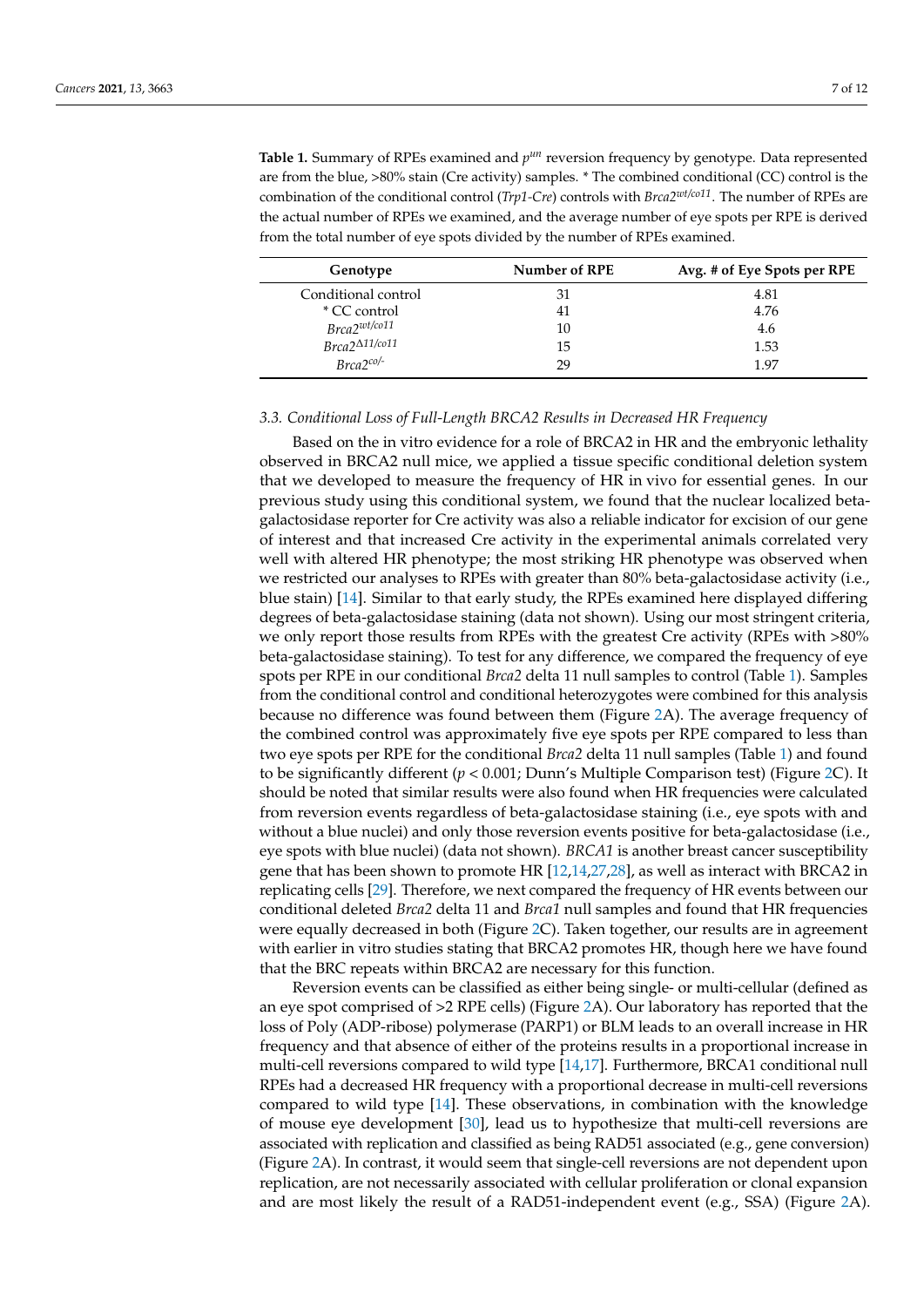**Table 1.** Summary of RPEs examined and $p^{un}$ reversion frequency by genotype. Data represented are from the blue, >80% stain (Cre activity) samples. * The combined conditional (CC) control is the combination of the conditional control (*Trp1-Cre*) controls with *Brca2*$^{wt/co11}$. The number of RPEs are the actual number of RPEs we examined, and the average number of eye spots per RPE is derived from the total number of eye spots divided by the number of RPEs examined.

| Genotype | Number of RPE | Avg. # of Eye Spots per RPE |
|---|---|---|
| Conditional control | 31 | 4.81 |
| * CC control | 41 | 4.76 |
| *Brca2*$^{wt/co11}$ | 10 | 4.6 |
| *Brca2*$^{\Delta 11/co11}$ | 15 | 1.53 |
| *Brca2*$^{co/-}$ | 29 | 1.97 |

### 3.3. Conditional Loss of Full-Length BRCA2 Results in Decreased HR Frequency

Based on the in vitro evidence for a role of BRCA2 in HR and the embryonic lethality observed in BRCA2 null mice, we applied a tissue specific conditional deletion system that we developed to measure the frequency of HR in vivo for essential genes. In our previous study using this conditional system, we found that the nuclear localized beta-galactosidase reporter for Cre activity was also a reliable indicator for excision of our gene of interest and that increased Cre activity in the experimental animals correlated very well with altered HR phenotype; the most striking HR phenotype was observed when we restricted our analyses to RPEs with greater than 80% beta-galactosidase activity (i.e., blue stain) [14]. Similar to that early study, the RPEs examined here displayed differing degrees of beta-galactosidase staining (data not shown). Using our most stringent criteria, we only report those results from RPEs with the greatest Cre activity (RPEs with >80% beta-galactosidase staining). To test for any difference, we compared the frequency of eye spots per RPE in our conditional *Brca2* delta 11 null samples to control (Table 1). Samples from the conditional control and conditional heterozygotes were combined for this analysis because no difference was found between them (Figure 2A). The average frequency of the combined control was approximately five eye spots per RPE compared to less than two eye spots per RPE for the conditional *Brca2* delta 11 null samples (Table 1) and found to be significantly different ($p < 0.001$; Dunn's Multiple Comparison test) (Figure 2C). It should be noted that similar results were also found when HR frequencies were calculated from reversion events regardless of beta-galactosidase staining (i.e., eye spots with and without a blue nuclei) and only those reversion events positive for beta-galactosidase (i.e., eye spots with blue nuclei) (data not shown). *BRCA1* is another breast cancer susceptibility gene that has been shown to promote HR [12,14,27,28], as well as interact with BRCA2 in replicating cells [29]. Therefore, we next compared the frequency of HR events between our conditional deleted *Brca2* delta 11 and *Brca1* null samples and found that HR frequencies were equally decreased in both (Figure 2C). Taken together, our results are in agreement with earlier in vitro studies stating that BRCA2 promotes HR, though here we have found that the BRC repeats within BRCA2 are necessary for this function.

Reversion events can be classified as either being single- or multi-cellular (defined as an eye spot comprised of >2 RPE cells) (Figure 2A). Our laboratory has reported that the loss of Poly (ADP-ribose) polymerase (PARP1) or BLM leads to an overall increase in HR frequency and that absence of either of the proteins results in a proportional increase in multi-cell reversions compared to wild type [14,17]. Furthermore, BRCA1 conditional null RPEs had a decreased HR frequency with a proportional decrease in multi-cell reversions compared to wild type [14]. These observations, in combination with the knowledge of mouse eye development [30], lead us to hypothesize that multi-cell reversions are associated with replication and classified as being RAD51 associated (e.g., gene conversion) (Figure 2A). In contrast, it would seem that single-cell reversions are not dependent upon replication, are not necessarily associated with cellular proliferation or clonal expansion and are most likely the result of a RAD51-independent event (e.g., SSA) (Figure 2A).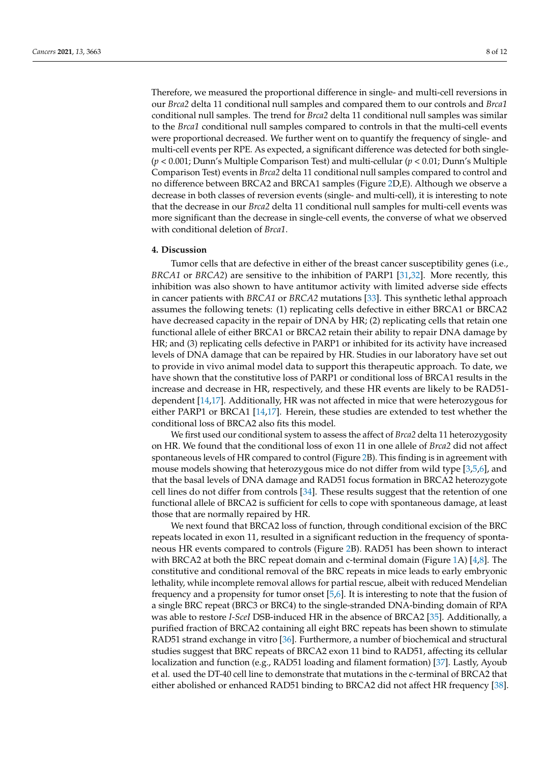Therefore, we measured the proportional difference in single- and multi-cell reversions in our *Brca2* delta 11 conditional null samples and compared them to our controls and *Brca1* conditional null samples. The trend for *Brca2* delta 11 conditional null samples was similar to the *Brca1* conditional null samples compared to controls in that the multi-cell events were proportional decreased. We further went on to quantify the frequency of single- and multi-cell events per RPE. As expected, a significant difference was detected for both single- ($p < 0.001$; Dunn's Multiple Comparison Test) and multi-cellular ($p < 0.01$; Dunn's Multiple Comparison Test) events in *Brca2* delta 11 conditional null samples compared to control and no difference between BRCA2 and BRCA1 samples (Figure 2D,E). Although we observe a decrease in both classes of reversion events (single- and multi-cell), it is interesting to note that the decrease in our *Brca2* delta 11 conditional null samples for multi-cell events was more significant than the decrease in single-cell events, the converse of what we observed with conditional deletion of *Brca1*.

## 4. Discussion

Tumor cells that are defective in either of the breast cancer susceptibility genes (i.e., *BRCA1* or *BRCA2*) are sensitive to the inhibition of PARP1 [31,32]. More recently, this inhibition was also shown to have antitumor activity with limited adverse side effects in cancer patients with *BRCA1* or *BRCA2* mutations [33]. This synthetic lethal approach assumes the following tenets: (1) replicating cells defective in either BRCA1 or BRCA2 have decreased capacity in the repair of DNA by HR; (2) replicating cells that retain one functional allele of either BRCA1 or BRCA2 retain their ability to repair DNA damage by HR; and (3) replicating cells defective in PARP1 or inhibited for its activity have increased levels of DNA damage that can be repaired by HR. Studies in our laboratory have set out to provide in vivo animal model data to support this therapeutic approach. To date, we have shown that the constitutive loss of PARP1 or conditional loss of BRCA1 results in the increase and decrease in HR, respectively, and these HR events are likely to be RAD51-dependent [14,17]. Additionally, HR was not affected in mice that were heterozygous for either PARP1 or BRCA1 [14,17]. Herein, these studies are extended to test whether the conditional loss of BRCA2 also fits this model.

We first used our conditional system to assess the affect of *Brca2* delta 11 heterozygosity on HR. We found that the conditional loss of exon 11 in one allele of *Brca2* did not affect spontaneous levels of HR compared to control (Figure 2B). This finding is in agreement with mouse models showing that heterozygous mice do not differ from wild type [3,5,6], and that the basal levels of DNA damage and RAD51 focus formation in BRCA2 heterozygote cell lines do not differ from controls [34]. These results suggest that the retention of one functional allele of BRCA2 is sufficient for cells to cope with spontaneous damage, at least those that are normally repaired by HR.

We next found that BRCA2 loss of function, through conditional excision of the BRC repeats located in exon 11, resulted in a significant reduction in the frequency of spontaneous HR events compared to controls (Figure 2B). RAD51 has been shown to interact with BRCA2 at both the BRC repeat domain and c-terminal domain (Figure 1A) [4,8]. The constitutive and conditional removal of the BRC repeats in mice leads to early embryonic lethality, while incomplete removal allows for partial rescue, albeit with reduced Mendelian frequency and a propensity for tumor onset [5,6]. It is interesting to note that the fusion of a single BRC repeat (BRC3 or BRC4) to the single-stranded DNA-binding domain of RPA was able to restore *I-SceI* DSB-induced HR in the absence of BRCA2 [35]. Additionally, a purified fraction of BRCA2 containing all eight BRC repeats has been shown to stimulate RAD51 strand exchange in vitro [36]. Furthermore, a number of biochemical and structural studies suggest that BRC repeats of BRCA2 exon 11 bind to RAD51, affecting its cellular localization and function (e.g., RAD51 loading and filament formation) [37]. Lastly, Ayoub et al. used the DT-40 cell line to demonstrate that mutations in the c-terminal of BRCA2 that either abolished or enhanced RAD51 binding to BRCA2 did not affect HR frequency [38].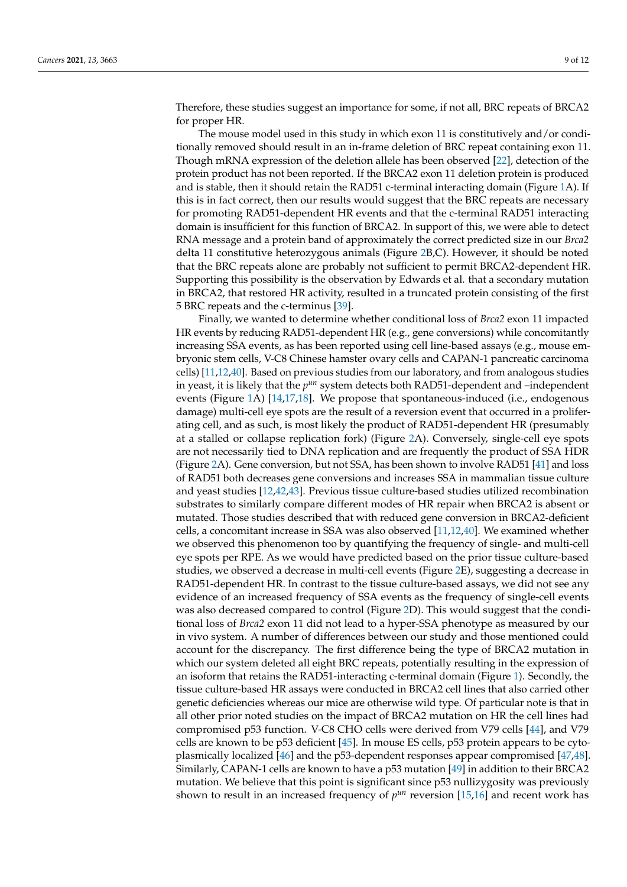Therefore, these studies suggest an importance for some, if not all, BRC repeats of BRCA2 for proper HR.

The mouse model used in this study in which exon 11 is constitutively and/or conditionally removed should result in an in-frame deletion of BRC repeat containing exon 11. Though mRNA expression of the deletion allele has been observed [22], detection of the protein product has not been reported. If the BRCA2 exon 11 deletion protein is produced and is stable, then it should retain the RAD51 c-terminal interacting domain (Figure 1A). If this is in fact correct, then our results would suggest that the BRC repeats are necessary for promoting RAD51-dependent HR events and that the c-terminal RAD51 interacting domain is insufficient for this function of BRCA2. In support of this, we were able to detect RNA message and a protein band of approximately the correct predicted size in our *Brca2* delta 11 constitutive heterozygous animals (Figure 2B,C). However, it should be noted that the BRC repeats alone are probably not sufficient to permit BRCA2-dependent HR. Supporting this possibility is the observation by Edwards et al. that a secondary mutation in BRCA2, that restored HR activity, resulted in a truncated protein consisting of the first 5 BRC repeats and the c-terminus [39].

Finally, we wanted to determine whether conditional loss of *Brca2* exon 11 impacted HR events by reducing RAD51-dependent HR (e.g., gene conversions) while concomitantly increasing SSA events, as has been reported using cell line-based assays (e.g., mouse embryonic stem cells, V-C8 Chinese hamster ovary cells and CAPAN-1 pancreatic carcinoma cells) [11,12,40]. Based on previous studies from our laboratory, and from analogous studies in yeast, it is likely that the $p^{un}$ system detects both RAD51-dependent and –independent events (Figure 1A) [14,17,18]. We propose that spontaneous-induced (i.e., endogenous damage) multi-cell eye spots are the result of a reversion event that occurred in a proliferating cell, and as such, is most likely the product of RAD51-dependent HR (presumably at a stalled or collapse replication fork) (Figure 2A). Conversely, single-cell eye spots are not necessarily tied to DNA replication and are frequently the product of SSA HDR (Figure 2A). Gene conversion, but not SSA, has been shown to involve RAD51 [41] and loss of RAD51 both decreases gene conversions and increases SSA in mammalian tissue culture and yeast studies [12,42,43]. Previous tissue culture-based studies utilized recombination substrates to similarly compare different modes of HR repair when BRCA2 is absent or mutated. Those studies described that with reduced gene conversion in BRCA2-deficient cells, a concomitant increase in SSA was also observed [11,12,40]. We examined whether we observed this phenomenon too by quantifying the frequency of single- and multi-cell eye spots per RPE. As we would have predicted based on the prior tissue culture-based studies, we observed a decrease in multi-cell events (Figure 2E), suggesting a decrease in RAD51-dependent HR. In contrast to the tissue culture-based assays, we did not see any evidence of an increased frequency of SSA events as the frequency of single-cell events was also decreased compared to control (Figure 2D). This would suggest that the conditional loss of *Brca2* exon 11 did not lead to a hyper-SSA phenotype as measured by our in vivo system. A number of differences between our study and those mentioned could account for the discrepancy. The first difference being the type of BRCA2 mutation in which our system deleted all eight BRC repeats, potentially resulting in the expression of an isoform that retains the RAD51-interacting c-terminal domain (Figure 1). Secondly, the tissue culture-based HR assays were conducted in BRCA2 cell lines that also carried other genetic deficiencies whereas our mice are otherwise wild type. Of particular note is that in all other prior noted studies on the impact of BRCA2 mutation on HR the cell lines had compromised p53 function. V-C8 CHO cells were derived from V79 cells [44], and V79 cells are known to be p53 deficient [45]. In mouse ES cells, p53 protein appears to be cytoplasmically localized [46] and the p53-dependent responses appear compromised [47,48]. Similarly, CAPAN-1 cells are known to have a p53 mutation [49] in addition to their BRCA2 mutation. We believe that this point is significant since p53 nullizygosity was previously shown to result in an increased frequency of $p^{un}$ reversion [15,16] and recent work has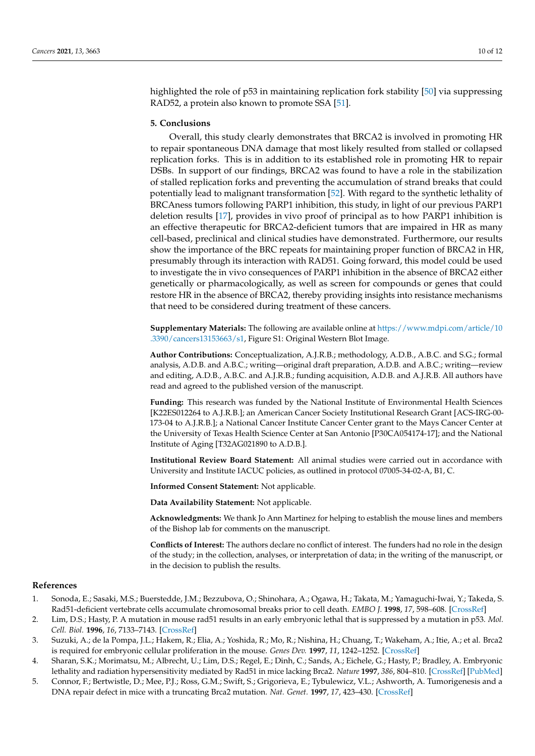highlighted the role of p53 in maintaining replication fork stability [50] via suppressing RAD52, a protein also known to promote SSA [51].

## 5. Conclusions

Overall, this study clearly demonstrates that BRCA2 is involved in promoting HR to repair spontaneous DNA damage that most likely resulted from stalled or collapsed replication forks. This is in addition to its established role in promoting HR to repair DSBs. In support of our findings, BRCA2 was found to have a role in the stabilization of stalled replication forks and preventing the accumulation of strand breaks that could potentially lead to malignant transformation [52]. With regard to the synthetic lethality of BRCAness tumors following PARP1 inhibition, this study, in light of our previous PARP1 deletion results [17], provides in vivo proof of principal as to how PARP1 inhibition is an effective therapeutic for BRCA2-deficient tumors that are impaired in HR as many cell-based, preclinical and clinical studies have demonstrated. Furthermore, our results show the importance of the BRC repeats for maintaining proper function of BRCA2 in HR, presumably through its interaction with RAD51. Going forward, this model could be used to investigate the in vivo consequences of PARP1 inhibition in the absence of BRCA2 either genetically or pharmacologically, as well as screen for compounds or genes that could restore HR in the absence of BRCA2, thereby providing insights into resistance mechanisms that need to be considered during treatment of these cancers.

**Supplementary Materials:** The following are available online at https://www.mdpi.com/article/10.3390/cancers13153663/s1, Figure S1: Original Western Blot Image.

**Author Contributions:** Conceptualization, A.J.R.B.; methodology, A.D.B., A.B.C. and S.G.; formal analysis, A.D.B. and A.B.C.; writing—original draft preparation, A.D.B. and A.B.C.; writing—review and editing, A.D.B., A.B.C. and A.J.R.B.; funding acquisition, A.D.B. and A.J.R.B. All authors have read and agreed to the published version of the manuscript.

**Funding:** This research was funded by the National Institute of Environmental Health Sciences [K22ES012264 to A.J.R.B.]; an American Cancer Society Institutional Research Grant [ACS-IRG-00-173-04 to A.J.R.B.]; a National Cancer Institute Cancer Center grant to the Mays Cancer Center at the University of Texas Health Science Center at San Antonio [P30CA054174-17]; and the National Institute of Aging [T32AG021890 to A.D.B.].

**Institutional Review Board Statement:** All animal studies were carried out in accordance with University and Institute IACUC policies, as outlined in protocol 07005-34-02-A, B1, C.

**Informed Consent Statement:** Not applicable.

**Data Availability Statement:** Not applicable.

**Acknowledgments:** We thank Jo Ann Martinez for helping to establish the mouse lines and members of the Bishop lab for comments on the manuscript.

**Conflicts of Interest:** The authors declare no conflict of interest. The funders had no role in the design of the study; in the collection, analyses, or interpretation of data; in the writing of the manuscript, or in the decision to publish the results.

## References

1. Sonoda, E.; Sasaki, M.S.; Buerstedde, J.M.; Bezzubova, O.; Shinohara, A.; Ogawa, H.; Takata, M.; Yamaguchi-Iwai, Y.; Takeda, S. Rad51-deficient vertebrate cells accumulate chromosomal breaks prior to cell death. *EMBO J.* **1998**, *17*, 598–608. [CrossRef]
2. Lim, D.S.; Hasty, P. A mutation in mouse rad51 results in an early embryonic lethal that is suppressed by a mutation in p53. *Mol. Cell. Biol.* **1996**, *16*, 7133–7143. [CrossRef]
3. Suzuki, A.; de la Pompa, J.L.; Hakem, R.; Elia, A.; Yoshida, R.; Mo, R.; Nishina, H.; Chuang, T.; Wakeham, A.; Itie, A.; et al. Brca2 is required for embryonic cellular proliferation in the mouse. *Genes Dev.* **1997**, *11*, 1242–1252. [CrossRef]
4. Sharan, S.K.; Morimatsu, M.; Albrecht, U.; Lim, D.S.; Regel, E.; Dinh, C.; Sands, A.; Eichele, G.; Hasty, P.; Bradley, A. Embryonic lethality and radiation hypersensitivity mediated by Rad51 in mice lacking Brca2. *Nature* **1997**, *386*, 804–810. [CrossRef] [PubMed]
5. Connor, F.; Bertwistle, D.; Mee, P.J.; Ross, G.M.; Swift, S.; Grigorieva, E.; Tybulewicz, V.L.; Ashworth, A. Tumorigenesis and a DNA repair defect in mice with a truncating Brca2 mutation. *Nat. Genet.* **1997**, *17*, 423–430. [CrossRef]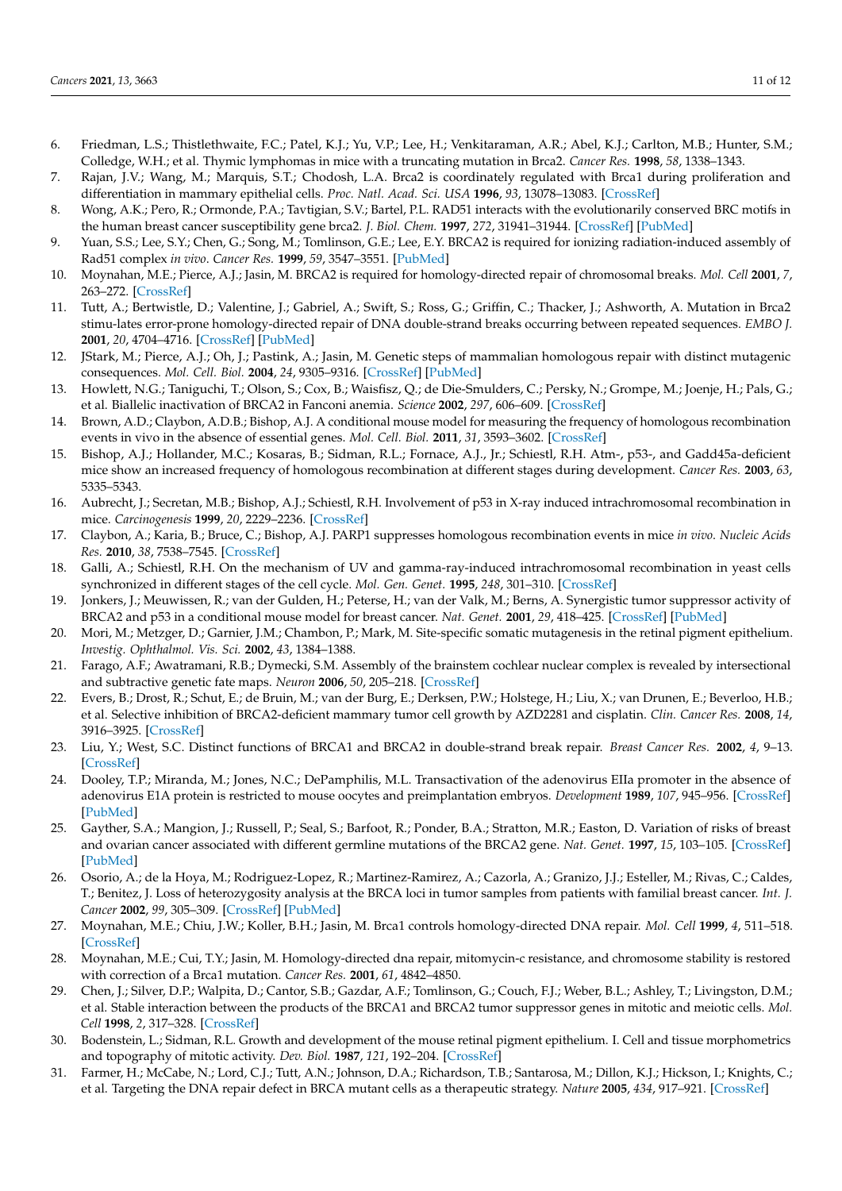6. Friedman, L.S.; Thistlethwaite, F.C.; Patel, K.J.; Yu, V.P.; Lee, H.; Venkitaraman, A.R.; Abel, K.J.; Carlton, M.B.; Hunter, S.M.; Colledge, W.H.; et al. Thymic lymphomas in mice with a truncating mutation in Brca2. *Cancer Res.* **1998**, *58*, 1338–1343.
7. Rajan, J.V.; Wang, M.; Marquis, S.T.; Chodosh, L.A. Brca2 is coordinately regulated with Brca1 during proliferation and differentiation in mammary epithelial cells. *Proc. Natl. Acad. Sci. USA* **1996**, *93*, 13078–13083. [CrossRef]
8. Wong, A.K.; Pero, R.; Ormonde, P.A.; Tavtigian, S.V.; Bartel, P.L. RAD51 interacts with the evolutionarily conserved BRC motifs in the human breast cancer susceptibility gene brca2. *J. Biol. Chem.* **1997**, *272*, 31941–31944. [CrossRef] [PubMed]
9. Yuan, S.S.; Lee, S.Y.; Chen, G.; Song, M.; Tomlinson, G.E.; Lee, E.Y. BRCA2 is required for ionizing radiation-induced assembly of Rad51 complex *in vivo*. *Cancer Res.* **1999**, *59*, 3547–3551. [PubMed]
10. Moynahan, M.E.; Pierce, A.J.; Jasin, M. BRCA2 is required for homology-directed repair of chromosomal breaks. *Mol. Cell* **2001**, *7*, 263–272. [CrossRef]
11. Tutt, A.; Bertwistle, D.; Valentine, J.; Gabriel, A.; Swift, S.; Ross, G.; Griffin, C.; Thacker, J.; Ashworth, A. Mutation in Brca2 stimu-lates error-prone homology-directed repair of DNA double-strand breaks occurring between repeated sequences. *EMBO J.* **2001**, *20*, 4704–4716. [CrossRef] [PubMed]
12. JStark, M.; Pierce, A.J.; Oh, J.; Pastink, A.; Jasin, M. Genetic steps of mammalian homologous repair with distinct mutagenic consequences. *Mol. Cell. Biol.* **2004**, *24*, 9305–9316. [CrossRef] [PubMed]
13. Howlett, N.G.; Taniguchi, T.; Olson, S.; Cox, B.; Waisfisz, Q.; de Die-Smulders, C.; Persky, N.; Grompe, M.; Joenje, H.; Pals, G.; et al. Biallelic inactivation of BRCA2 in Fanconi anemia. *Science* **2002**, *297*, 606–609. [CrossRef]
14. Brown, A.D.; Claybon, A.D.B.; Bishop, A.J. A conditional mouse model for measuring the frequency of homologous recombination events in vivo in the absence of essential genes. *Mol. Cell. Biol.* **2011**, *31*, 3593–3602. [CrossRef]
15. Bishop, A.J.; Hollander, M.C.; Kosaras, B.; Sidman, R.L.; Fornace, A.J., Jr.; Schiestl, R.H. Atm-, p53-, and Gadd45a-deficient mice show an increased frequency of homologous recombination at different stages during development. *Cancer Res.* **2003**, *63*, 5335–5343.
16. Aubrecht, J.; Secretan, M.B.; Bishop, A.J.; Schiestl, R.H. Involvement of p53 in X-ray induced intrachromosomal recombination in mice. *Carcinogenesis* **1999**, *20*, 2229–2236. [CrossRef]
17. Claybon, A.; Karia, B.; Bruce, C.; Bishop, A.J. PARP1 suppresses homologous recombination events in mice *in vivo*. *Nucleic Acids Res.* **2010**, *38*, 7538–7545. [CrossRef]
18. Galli, A.; Schiestl, R.H. On the mechanism of UV and gamma-ray-induced intrachromosomal recombination in yeast cells synchronized in different stages of the cell cycle. *Mol. Gen. Genet.* **1995**, *248*, 301–310. [CrossRef]
19. Jonkers, J.; Meuwissen, R.; van der Gulden, H.; Peterse, H.; van der Valk, M.; Berns, A. Synergistic tumor suppressor activity of BRCA2 and p53 in a conditional mouse model for breast cancer. *Nat. Genet.* **2001**, *29*, 418–425. [CrossRef] [PubMed]
20. Mori, M.; Metzger, D.; Garnier, J.M.; Chambon, P.; Mark, M. Site-specific somatic mutagenesis in the retinal pigment epithelium. *Investig. Ophthalmol. Vis. Sci.* **2002**, *43*, 1384–1388.
21. Farago, A.F.; Awatramani, R.B.; Dymecki, S.M. Assembly of the brainstem cochlear nuclear complex is revealed by intersectional and subtractive genetic fate maps. *Neuron* **2006**, *50*, 205–218. [CrossRef]
22. Evers, B.; Drost, R.; Schut, E.; de Bruin, M.; van der Burg, E.; Derksen, P.W.; Holstege, H.; Liu, X.; van Drunen, E.; Beverloo, H.B.; et al. Selective inhibition of BRCA2-deficient mammary tumor cell growth by AZD2281 and cisplatin. *Clin. Cancer Res.* **2008**, *14*, 3916–3925. [CrossRef]
23. Liu, Y.; West, S.C. Distinct functions of BRCA1 and BRCA2 in double-strand break repair. *Breast Cancer Res.* **2002**, *4*, 9–13. [CrossRef]
24. Dooley, T.P.; Miranda, M.; Jones, N.C.; DePamphilis, M.L. Transactivation of the adenovirus EIIa promoter in the absence of adenovirus E1A protein is restricted to mouse oocytes and preimplantation embryos. *Development* **1989**, *107*, 945–956. [CrossRef] [PubMed]
25. Gayther, S.A.; Mangion, J.; Russell, P.; Seal, S.; Barfoot, R.; Ponder, B.A.; Stratton, M.R.; Easton, D. Variation of risks of breast and ovarian cancer associated with different germline mutations of the BRCA2 gene. *Nat. Genet.* **1997**, *15*, 103–105. [CrossRef] [PubMed]
26. Osorio, A.; de la Hoya, M.; Rodriguez-Lopez, R.; Martinez-Ramirez, A.; Cazorla, A.; Granizo, J.J.; Esteller, M.; Rivas, C.; Caldes, T.; Benitez, J. Loss of heterozygosity analysis at the BRCA loci in tumor samples from patients with familial breast cancer. *Int. J. Cancer* **2002**, *99*, 305–309. [CrossRef] [PubMed]
27. Moynahan, M.E.; Chiu, J.W.; Koller, B.H.; Jasin, M. Brca1 controls homology-directed DNA repair. *Mol. Cell* **1999**, *4*, 511–518. [CrossRef]
28. Moynahan, M.E.; Cui, T.Y.; Jasin, M. Homology-directed dna repair, mitomycin-c resistance, and chromosome stability is restored with correction of a Brca1 mutation. *Cancer Res.* **2001**, *61*, 4842–4850.
29. Chen, J.; Silver, D.P.; Walpita, D.; Cantor, S.B.; Gazdar, A.F.; Tomlinson, G.; Couch, F.J.; Weber, B.L.; Ashley, T.; Livingston, D.M.; et al. Stable interaction between the products of the BRCA1 and BRCA2 tumor suppressor genes in mitotic and meiotic cells. *Mol. Cell* **1998**, *2*, 317–328. [CrossRef]
30. Bodenstein, L.; Sidman, R.L. Growth and development of the mouse retinal pigment epithelium. I. Cell and tissue morphometrics and topography of mitotic activity. *Dev. Biol.* **1987**, *121*, 192–204. [CrossRef]
31. Farmer, H.; McCabe, N.; Lord, C.J.; Tutt, A.N.; Johnson, D.A.; Richardson, T.B.; Santarosa, M.; Dillon, K.J.; Hickson, I.; Knights, C.; et al. Targeting the DNA repair defect in BRCA mutant cells as a therapeutic strategy. *Nature* **2005**, *434*, 917–921. [CrossRef]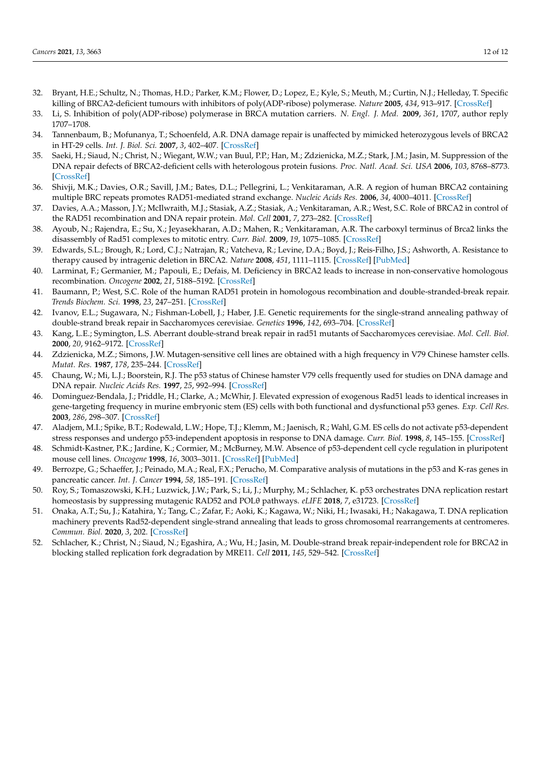32. Bryant, H.E.; Schultz, N.; Thomas, H.D.; Parker, K.M.; Flower, D.; Lopez, E.; Kyle, S.; Meuth, M.; Curtin, N.J.; Helleday, T. Specific killing of BRCA2-deficient tumours with inhibitors of poly(ADP-ribose) polymerase. *Nature* **2005**, *434*, 913–917. [CrossRef]
33. Li, S. Inhibition of poly(ADP-ribose) polymerase in BRCA mutation carriers. *N. Engl. J. Med.* **2009**, *361*, 1707, author reply 1707–1708.
34. Tannenbaum, B.; Mofunanya, T.; Schoenfeld, A.R. DNA damage repair is unaffected by mimicked heterozygous levels of BRCA2 in HT-29 cells. *Int. J. Biol. Sci.* **2007**, *3*, 402–407. [CrossRef]
35. Saeki, H.; Siaud, N.; Christ, N.; Wiegant, W.W.; van Buul, P.P.; Han, M.; Zdzienicka, M.Z.; Stark, J.M.; Jasin, M. Suppression of the DNA repair defects of BRCA2-deficient cells with heterologous protein fusions. *Proc. Natl. Acad. Sci. USA* **2006**, *103*, 8768–8773. [CrossRef]
36. Shivji, M.K.; Davies, O.R.; Savill, J.M.; Bates, D.L.; Pellegrini, L.; Venkitaraman, A.R. A region of human BRCA2 containing multiple BRC repeats promotes RAD51-mediated strand exchange. *Nucleic Acids Res.* **2006**, *34*, 4000–4011. [CrossRef]
37. Davies, A.A.; Masson, J.Y.; McIlwraith, M.J.; Stasiak, A.Z.; Stasiak, A.; Venkitaraman, A.R.; West, S.C. Role of BRCA2 in control of the RAD51 recombination and DNA repair protein. *Mol. Cell* **2001**, *7*, 273–282. [CrossRef]
38. Ayoub, N.; Rajendra, E.; Su, X.; Jeyasekharan, A.D.; Mahen, R.; Venkitaraman, A.R. The carboxyl terminus of Brca2 links the disassembly of Rad51 complexes to mitotic entry. *Curr. Biol.* **2009**, *19*, 1075–1085. [CrossRef]
39. Edwards, S.L.; Brough, R.; Lord, C.J.; Natrajan, R.; Vatcheva, R.; Levine, D.A.; Boyd, J.; Reis-Filho, J.S.; Ashworth, A. Resistance to therapy caused by intragenic deletion in BRCA2. *Nature* **2008**, *451*, 1111–1115. [CrossRef] [PubMed]
40. Larminat, F.; Germanier, M.; Papouli, E.; Defais, M. Deficiency in BRCA2 leads to increase in non-conservative homologous recombination. *Oncogene* **2002**, *21*, 5188–5192. [CrossRef]
41. Baumann, P.; West, S.C. Role of the human RAD51 protein in homologous recombination and double-stranded-break repair. *Trends Biochem. Sci.* **1998**, *23*, 247–251. [CrossRef]
42. Ivanov, E.L.; Sugawara, N.; Fishman-Lobell, J.; Haber, J.E. Genetic requirements for the single-strand annealing pathway of double-strand break repair in Saccharomyces cerevisiae. *Genetics* **1996**, *142*, 693–704. [CrossRef]
43. Kang, L.E.; Symington, L.S. Aberrant double-strand break repair in rad51 mutants of Saccharomyces cerevisiae. *Mol. Cell. Biol.* **2000**, *20*, 9162–9172. [CrossRef]
44. Zdzienicka, M.Z.; Simons, J.W. Mutagen-sensitive cell lines are obtained with a high frequency in V79 Chinese hamster cells. *Mutat. Res.* **1987**, *178*, 235–244. [CrossRef]
45. Chaung, W.; Mi, L.J.; Boorstein, R.J. The p53 status of Chinese hamster V79 cells frequently used for studies on DNA damage and DNA repair. *Nucleic Acids Res.* **1997**, *25*, 992–994. [CrossRef]
46. Dominguez-Bendala, J.; Priddle, H.; Clarke, A.; McWhir, J. Elevated expression of exogenous Rad51 leads to identical increases in gene-targeting frequency in murine embryonic stem (ES) cells with both functional and dysfunctional p53 genes. *Exp. Cell Res.* **2003**, *286*, 298–307. [CrossRef]
47. Aladjem, M.I.; Spike, B.T.; Rodewald, L.W.; Hope, T.J.; Klemm, M.; Jaenisch, R.; Wahl, G.M. ES cells do not activate p53-dependent stress responses and undergo p53-independent apoptosis in response to DNA damage. *Curr. Biol.* **1998**, *8*, 145–155. [CrossRef]
48. Schmidt-Kastner, P.K.; Jardine, K.; Cormier, M.; McBurney, M.W. Absence of p53-dependent cell cycle regulation in pluripotent mouse cell lines. *Oncogene* **1998**, *16*, 3003–3011. [CrossRef] [PubMed]
49. Berrozpe, G.; Schaeffer, J.; Peinado, M.A.; Real, F.X.; Perucho, M. Comparative analysis of mutations in the p53 and K-ras genes in pancreatic cancer. *Int. J. Cancer* **1994**, *58*, 185–191. [CrossRef]
50. Roy, S.; Tomaszowski, K.H.; Luzwick, J.W.; Park, S.; Li, J.; Murphy, M.; Schlacher, K. p53 orchestrates DNA replication restart homeostasis by suppressing mutagenic RAD52 and POLθ pathways. *eLIFE* **2018**, *7*, e31723. [CrossRef]
51. Onaka, A.T.; Su, J.; Katahira, Y.; Tang, C.; Zafar, F.; Aoki, K.; Kagawa, W.; Niki, H.; Iwasaki, H.; Nakagawa, T. DNA replication machinery prevents Rad52-dependent single-strand annealing that leads to gross chromosomal rearrangements at centromeres. *Commun. Biol.* **2020**, *3*, 202. [CrossRef]
52. Schlacher, K.; Christ, N.; Siaud, N.; Egashira, A.; Wu, H.; Jasin, M. Double-strand break repair-independent role for BRCA2 in blocking stalled replication fork degradation by MRE11. *Cell* **2011**, *145*, 529–542. [CrossRef]